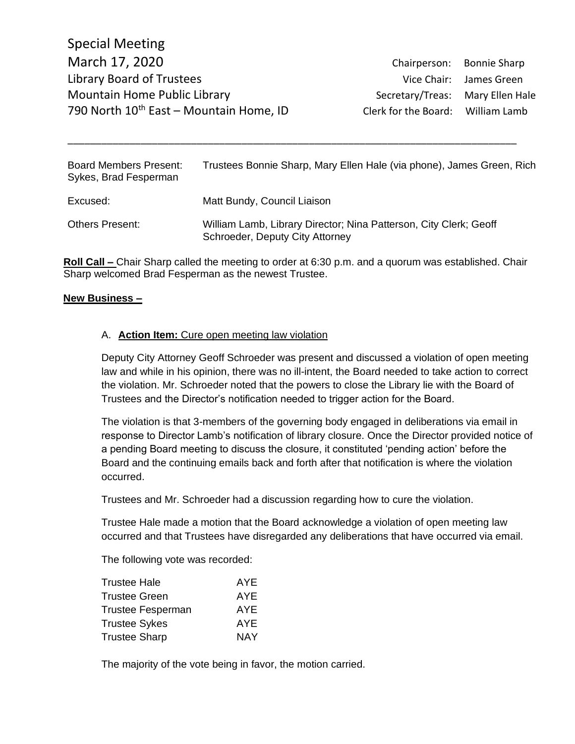Special Meeting
March 17, 2020
Library Board of Trustees
Mountain Home Public Library
790 North 10th East – Mountain Home, ID

Chairperson: Bonnie Sharp
Vice Chair: James Green
Secretary/Treas: Mary Ellen Hale
Clerk for the Board: William Lamb

---

| | |
|---|---|
| Board Members Present: | Trustees Bonnie Sharp, Mary Ellen Hale (via phone), James Green, Rich Sykes, Brad Fesperman |
| Excused: | Matt Bundy, Council Liaison |
| Others Present: | William Lamb, Library Director; Nina Patterson, City Clerk; Geoff Schroeder, Deputy City Attorney |

**Roll Call –** Chair Sharp called the meeting to order at 6:30 p.m. and a quorum was established. Chair Sharp welcomed Brad Fesperman as the newest Trustee.

**New Business –**

A. **Action Item:** Cure open meeting law violation

Deputy City Attorney Geoff Schroeder was present and discussed a violation of open meeting law and while in his opinion, there was no ill-intent, the Board needed to take action to correct the violation. Mr. Schroeder noted that the powers to close the Library lie with the Board of Trustees and the Director's notification needed to trigger action for the Board.

The violation is that 3-members of the governing body engaged in deliberations via email in response to Director Lamb's notification of library closure. Once the Director provided notice of a pending Board meeting to discuss the closure, it constituted 'pending action' before the Board and the continuing emails back and forth after that notification is where the violation occurred.

Trustees and Mr. Schroeder had a discussion regarding how to cure the violation.

Trustee Hale made a motion that the Board acknowledge a violation of open meeting law occurred and that Trustees have disregarded any deliberations that have occurred via email.

The following vote was recorded:

| | |
|---|---|
| Trustee Hale | AYE |
| Trustee Green | AYE |
| Trustee Fesperman | AYE |
| Trustee Sykes | AYE |
| Trustee Sharp | NAY |

The majority of the vote being in favor, the motion carried.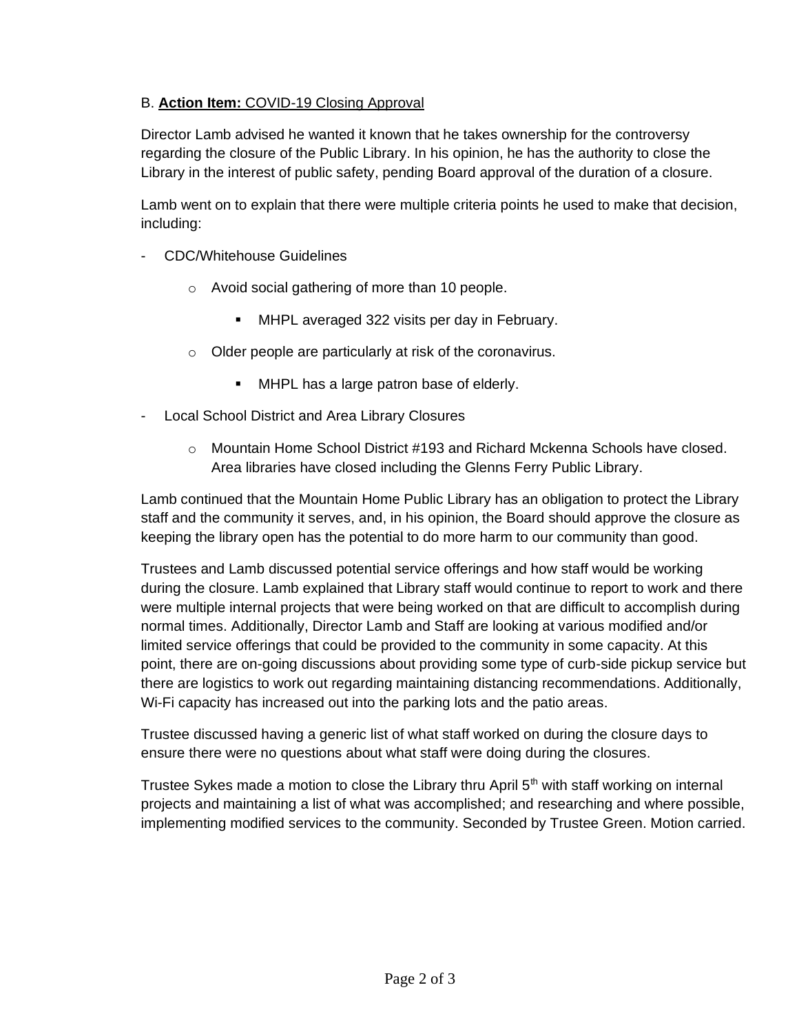B. **Action Item:** COVID-19 Closing Approval

Director Lamb advised he wanted it known that he takes ownership for the controversy regarding the closure of the Public Library. In his opinion, he has the authority to close the Library in the interest of public safety, pending Board approval of the duration of a closure.

Lamb went on to explain that there were multiple criteria points he used to make that decision, including:

- CDC/Whitehouse Guidelines
  - Avoid social gathering of more than 10 people.
    - MHPL averaged 322 visits per day in February.
  - Older people are particularly at risk of the coronavirus.
    - MHPL has a large patron base of elderly.
- Local School District and Area Library Closures
  - Mountain Home School District #193 and Richard Mckenna Schools have closed. Area libraries have closed including the Glenns Ferry Public Library.

Lamb continued that the Mountain Home Public Library has an obligation to protect the Library staff and the community it serves, and, in his opinion, the Board should approve the closure as keeping the library open has the potential to do more harm to our community than good.

Trustees and Lamb discussed potential service offerings and how staff would be working during the closure. Lamb explained that Library staff would continue to report to work and there were multiple internal projects that were being worked on that are difficult to accomplish during normal times. Additionally, Director Lamb and Staff are looking at various modified and/or limited service offerings that could be provided to the community in some capacity. At this point, there are on-going discussions about providing some type of curb-side pickup service but there are logistics to work out regarding maintaining distancing recommendations. Additionally, Wi-Fi capacity has increased out into the parking lots and the patio areas.

Trustee discussed having a generic list of what staff worked on during the closure days to ensure there were no questions about what staff were doing during the closures.

Trustee Sykes made a motion to close the Library thru April 5th with staff working on internal projects and maintaining a list of what was accomplished; and researching and where possible, implementing modified services to the community. Seconded by Trustee Green. Motion carried.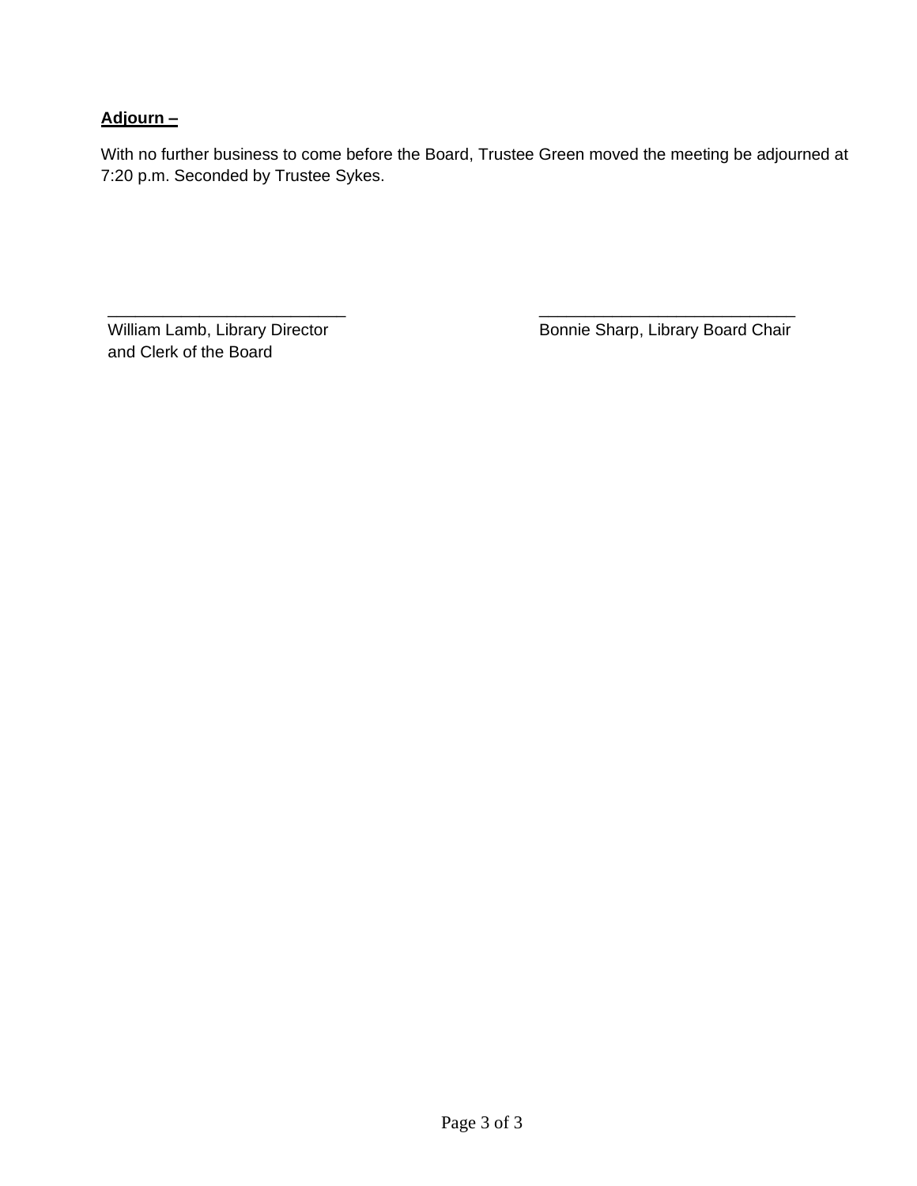**<u>Adjourn –</u>**

With no further business to come before the Board, Trustee Green moved the meeting be adjourned at 7:20 p.m. Seconded by Trustee Sykes.

| | |
|---|---|
| ___________________________ | ____________________________ |
| William Lamb, Library Director and Clerk of the Board | Bonnie Sharp, Library Board Chair |